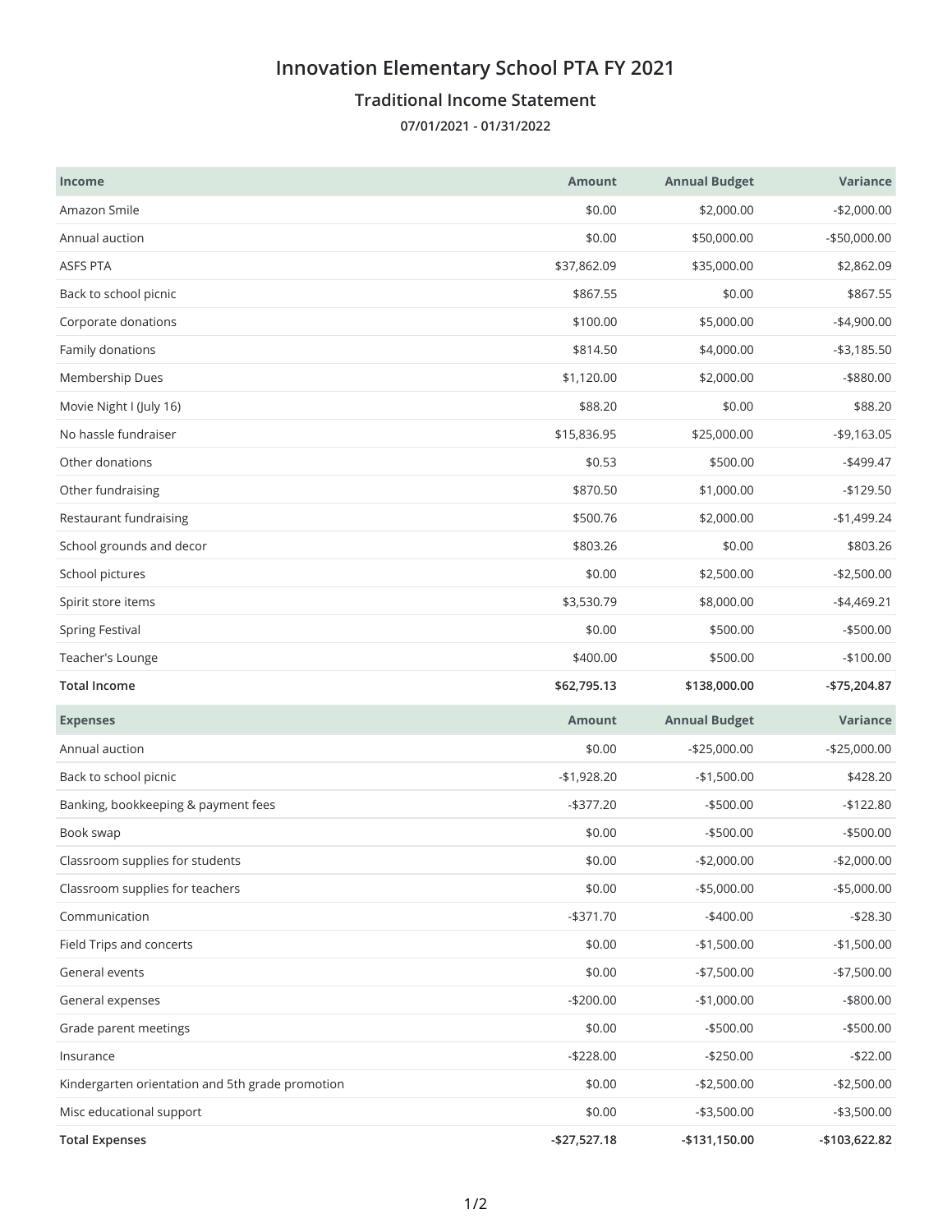# Innovation Elementary School PTA FY 2021

## Traditional Income Statement

**07/01/2021 - 01/31/2022**

| Income | Amount | Annual Budget | Variance |
|---|---|---|---|
| Amazon Smile | $0.00 | $2,000.00 | -$2,000.00 |
| Annual auction | $0.00 | $50,000.00 | -$50,000.00 |
| ASFS PTA | $37,862.09 | $35,000.00 | $2,862.09 |
| Back to school picnic | $867.55 | $0.00 | $867.55 |
| Corporate donations | $100.00 | $5,000.00 | -$4,900.00 |
| Family donations | $814.50 | $4,000.00 | -$3,185.50 |
| Membership Dues | $1,120.00 | $2,000.00 | -$880.00 |
| Movie Night I (July 16) | $88.20 | $0.00 | $88.20 |
| No hassle fundraiser | $15,836.95 | $25,000.00 | -$9,163.05 |
| Other donations | $0.53 | $500.00 | -$499.47 |
| Other fundraising | $870.50 | $1,000.00 | -$129.50 |
| Restaurant fundraising | $500.76 | $2,000.00 | -$1,499.24 |
| School grounds and decor | $803.26 | $0.00 | $803.26 |
| School pictures | $0.00 | $2,500.00 | -$2,500.00 |
| Spirit store items | $3,530.79 | $8,000.00 | -$4,469.21 |
| Spring Festival | $0.00 | $500.00 | -$500.00 |
| Teacher's Lounge | $400.00 | $500.00 | -$100.00 |
| **Total Income** | **$62,795.13** | **$138,000.00** | **-$75,204.87** |

| Expenses | Amount | Annual Budget | Variance |
|---|---|---|---|
| Annual auction | $0.00 | -$25,000.00 | -$25,000.00 |
| Back to school picnic | -$1,928.20 | -$1,500.00 | $428.20 |
| Banking, bookkeeping & payment fees | -$377.20 | -$500.00 | -$122.80 |
| Book swap | $0.00 | -$500.00 | -$500.00 |
| Classroom supplies for students | $0.00 | -$2,000.00 | -$2,000.00 |
| Classroom supplies for teachers | $0.00 | -$5,000.00 | -$5,000.00 |
| Communication | -$371.70 | -$400.00 | -$28.30 |
| Field Trips and concerts | $0.00 | -$1,500.00 | -$1,500.00 |
| General events | $0.00 | -$7,500.00 | -$7,500.00 |
| General expenses | -$200.00 | -$1,000.00 | -$800.00 |
| Grade parent meetings | $0.00 | -$500.00 | -$500.00 |
| Insurance | -$228.00 | -$250.00 | -$22.00 |
| Kindergarten orientation and 5th grade promotion | $0.00 | -$2,500.00 | -$2,500.00 |
| Misc educational support | $0.00 | -$3,500.00 | -$3,500.00 |
| **Total Expenses** | **-$27,527.18** | **-$131,150.00** | **-$103,622.82** |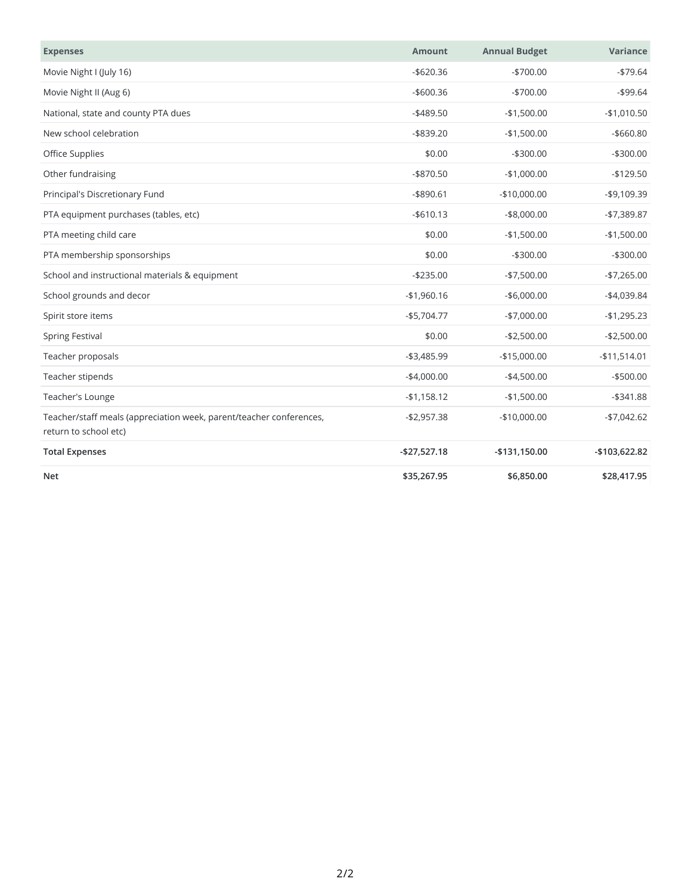| Expenses | Amount | Annual Budget | Variance |
|---|---|---|---|
| Movie Night I (July 16) | -$620.36 | -$700.00 | -$79.64 |
| Movie Night II (Aug 6) | -$600.36 | -$700.00 | -$99.64 |
| National, state and county PTA dues | -$489.50 | -$1,500.00 | -$1,010.50 |
| New school celebration | -$839.20 | -$1,500.00 | -$660.80 |
| Office Supplies | $0.00 | -$300.00 | -$300.00 |
| Other fundraising | -$870.50 | -$1,000.00 | -$129.50 |
| Principal's Discretionary Fund | -$890.61 | -$10,000.00 | -$9,109.39 |
| PTA equipment purchases (tables, etc) | -$610.13 | -$8,000.00 | -$7,389.87 |
| PTA meeting child care | $0.00 | -$1,500.00 | -$1,500.00 |
| PTA membership sponsorships | $0.00 | -$300.00 | -$300.00 |
| School and instructional materials & equipment | -$235.00 | -$7,500.00 | -$7,265.00 |
| School grounds and decor | -$1,960.16 | -$6,000.00 | -$4,039.84 |
| Spirit store items | -$5,704.77 | -$7,000.00 | -$1,295.23 |
| Spring Festival | $0.00 | -$2,500.00 | -$2,500.00 |
| Teacher proposals | -$3,485.99 | -$15,000.00 | -$11,514.01 |
| Teacher stipends | -$4,000.00 | -$4,500.00 | -$500.00 |
| Teacher's Lounge | -$1,158.12 | -$1,500.00 | -$341.88 |
| Teacher/staff meals (appreciation week, parent/teacher conferences, return to school etc) | -$2,957.38 | -$10,000.00 | -$7,042.62 |
| **Total Expenses** | **-$27,527.18** | **-$131,150.00** | **-$103,622.82** |
| **Net** | **$35,267.95** | **$6,850.00** | **$28,417.95** |